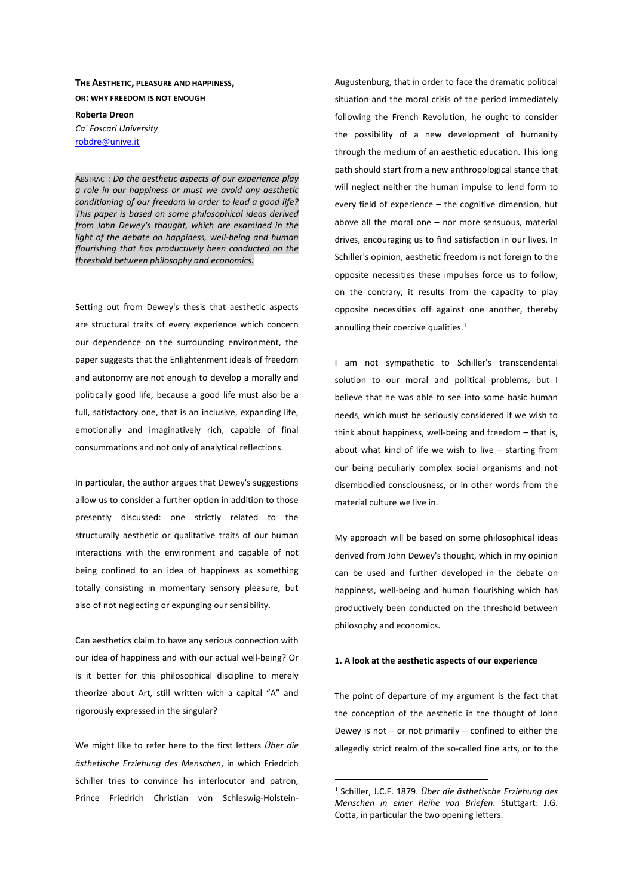# THE AESTHETIC, PLEASURE AND HAPPINESS, OR: WHY FREEDOM IS NOT ENOUGH

**Roberta Dreon**
*Ca' Foscari University*
robdre@unive.it

ABSTRACT: *Do the aesthetic aspects of our experience play a role in our happiness or must we avoid any aesthetic conditioning of our freedom in order to lead a good life? This paper is based on some philosophical ideas derived from John Dewey's thought, which are examined in the light of the debate on happiness, well-being and human flourishing that has productively been conducted on the threshold between philosophy and economics.*

Setting out from Dewey's thesis that aesthetic aspects are structural traits of every experience which concern our dependence on the surrounding environment, the paper suggests that the Enlightenment ideals of freedom and autonomy are not enough to develop a morally and politically good life, because a good life must also be a full, satisfactory one, that is an inclusive, expanding life, emotionally and imaginatively rich, capable of final consummations and not only of analytical reflections.

In particular, the author argues that Dewey's suggestions allow us to consider a further option in addition to those presently discussed: one strictly related to the structurally aesthetic or qualitative traits of our human interactions with the environment and capable of not being confined to an idea of happiness as something totally consisting in momentary sensory pleasure, but also of not neglecting or expunging our sensibility.

Can aesthetics claim to have any serious connection with our idea of happiness and with our actual well-being? Or is it better for this philosophical discipline to merely theorize about Art, still written with a capital "A" and rigorously expressed in the singular?

We might like to refer here to the first letters *Über die ästhetische Erziehung des Menschen*, in which Friedrich Schiller tries to convince his interlocutor and patron, Prince Friedrich Christian von Schleswig-Holstein-Augustenburg, that in order to face the dramatic political situation and the moral crisis of the period immediately following the French Revolution, he ought to consider the possibility of a new development of humanity through the medium of an aesthetic education. This long path should start from a new anthropological stance that will neglect neither the human impulse to lend form to every field of experience – the cognitive dimension, but above all the moral one – nor more sensuous, material drives, encouraging us to find satisfaction in our lives. In Schiller's opinion, aesthetic freedom is not foreign to the opposite necessities these impulses force us to follow; on the contrary, it results from the capacity to play opposite necessities off against one another, thereby annulling their coercive qualities.[1]

I am not sympathetic to Schiller's transcendental solution to our moral and political problems, but I believe that he was able to see into some basic human needs, which must be seriously considered if we wish to think about happiness, well-being and freedom – that is, about what kind of life we wish to live – starting from our being peculiarly complex social organisms and not disembodied consciousness, or in other words from the material culture we live in.

My approach will be based on some philosophical ideas derived from John Dewey's thought, which in my opinion can be used and further developed in the debate on happiness, well-being and human flourishing which has productively been conducted on the threshold between philosophy and economics.

## 1. A look at the aesthetic aspects of our experience

The point of departure of my argument is the fact that the conception of the aesthetic in the thought of John Dewey is not – or not primarily – confined to either the allegedly strict realm of the so-called fine arts, or to the

[1] Schiller, J.C.F. 1879. *Über die ästhetische Erziehung des Menschen in einer Reihe von Briefen.* Stuttgart: J.G. Cotta, in particular the two opening letters.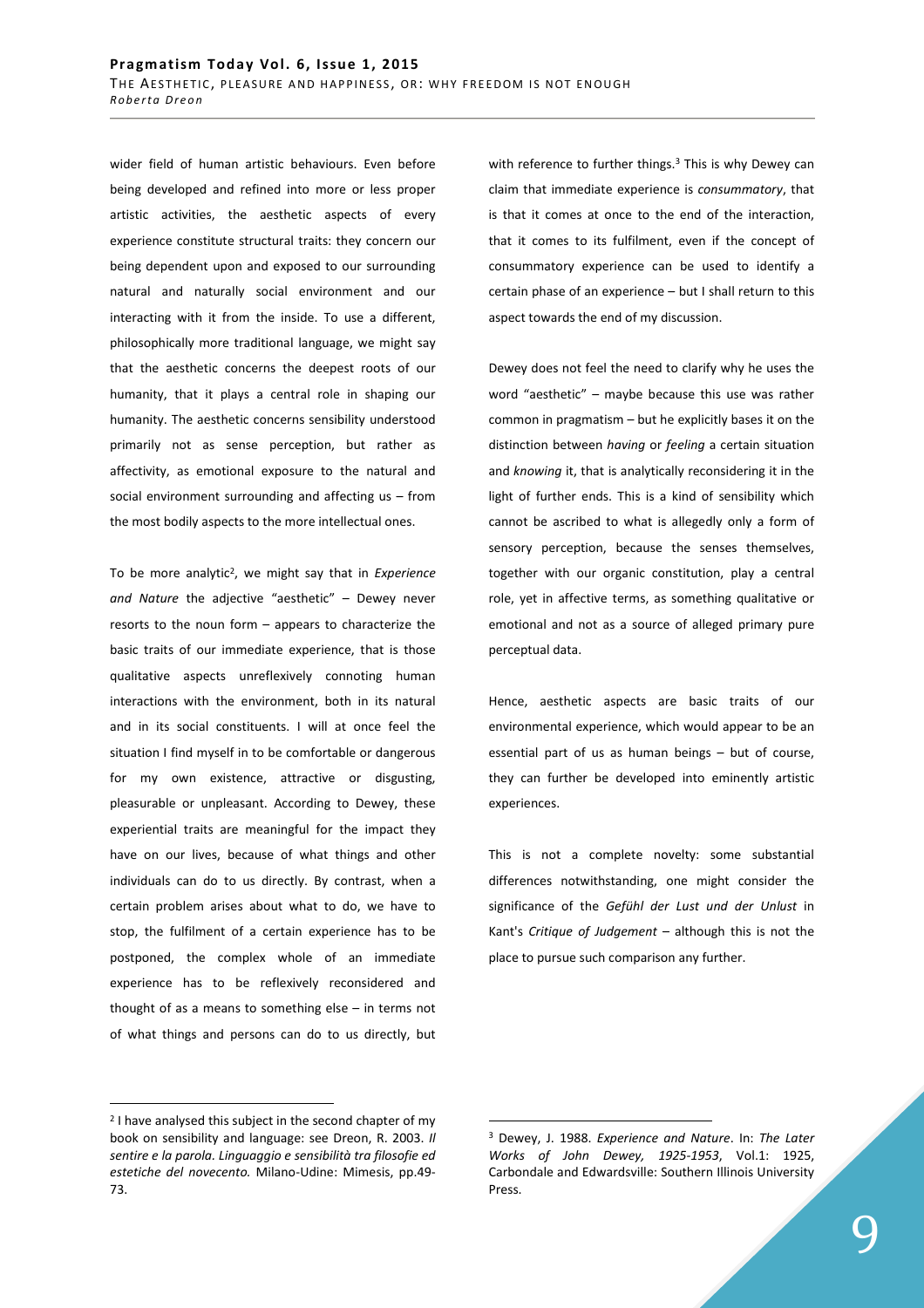wider field of human artistic behaviours. Even before being developed and refined into more or less proper artistic activities, the aesthetic aspects of every experience constitute structural traits: they concern our being dependent upon and exposed to our surrounding natural and naturally social environment and our interacting with it from the inside. To use a different, philosophically more traditional language, we might say that the aesthetic concerns the deepest roots of our humanity, that it plays a central role in shaping our humanity. The aesthetic concerns sensibility understood primarily not as sense perception, but rather as affectivity, as emotional exposure to the natural and social environment surrounding and affecting us – from the most bodily aspects to the more intellectual ones.

To be more analytic[2], we might say that in *Experience and Nature* the adjective "aesthetic" – Dewey never resorts to the noun form – appears to characterize the basic traits of our immediate experience, that is those qualitative aspects unreflexively connoting human interactions with the environment, both in its natural and in its social constituents. I will at once feel the situation I find myself in to be comfortable or dangerous for my own existence, attractive or disgusting, pleasurable or unpleasant. According to Dewey, these experiential traits are meaningful for the impact they have on our lives, because of what things and other individuals can do to us directly. By contrast, when a certain problem arises about what to do, we have to stop, the fulfilment of a certain experience has to be postponed, the complex whole of an immediate experience has to be reflexively reconsidered and thought of as a means to something else – in terms not of what things and persons can do to us directly, but with reference to further things.[3] This is why Dewey can claim that immediate experience is *consummatory*, that is that it comes at once to the end of the interaction, that it comes to its fulfilment, even if the concept of consummatory experience can be used to identify a certain phase of an experience – but I shall return to this aspect towards the end of my discussion.

Dewey does not feel the need to clarify why he uses the word "aesthetic" – maybe because this use was rather common in pragmatism – but he explicitly bases it on the distinction between *having* or *feeling* a certain situation and *knowing* it, that is analytically reconsidering it in the light of further ends. This is a kind of sensibility which cannot be ascribed to what is allegedly only a form of sensory perception, because the senses themselves, together with our organic constitution, play a central role, yet in affective terms, as something qualitative or emotional and not as a source of alleged primary pure perceptual data.

Hence, aesthetic aspects are basic traits of our environmental experience, which would appear to be an essential part of us as human beings – but of course, they can further be developed into eminently artistic experiences.

This is not a complete novelty: some substantial differences notwithstanding, one might consider the significance of the *Gefühl der Lust und der Unlust* in Kant's *Critique of Judgement* – although this is not the place to pursue such comparison any further.

---

[2] I have analysed this subject in the second chapter of my book on sensibility and language: see Dreon, R. 2003. *Il sentire e la parola. Linguaggio e sensibilità tra filosofie ed estetiche del novecento.* Milano-Udine: Mimesis, pp.49-73.

[3] Dewey, J. 1988. *Experience and Nature*. In: *The Later Works of John Dewey, 1925-1953*, Vol.1: 1925, Carbondale and Edwardsville: Southern Illinois University Press.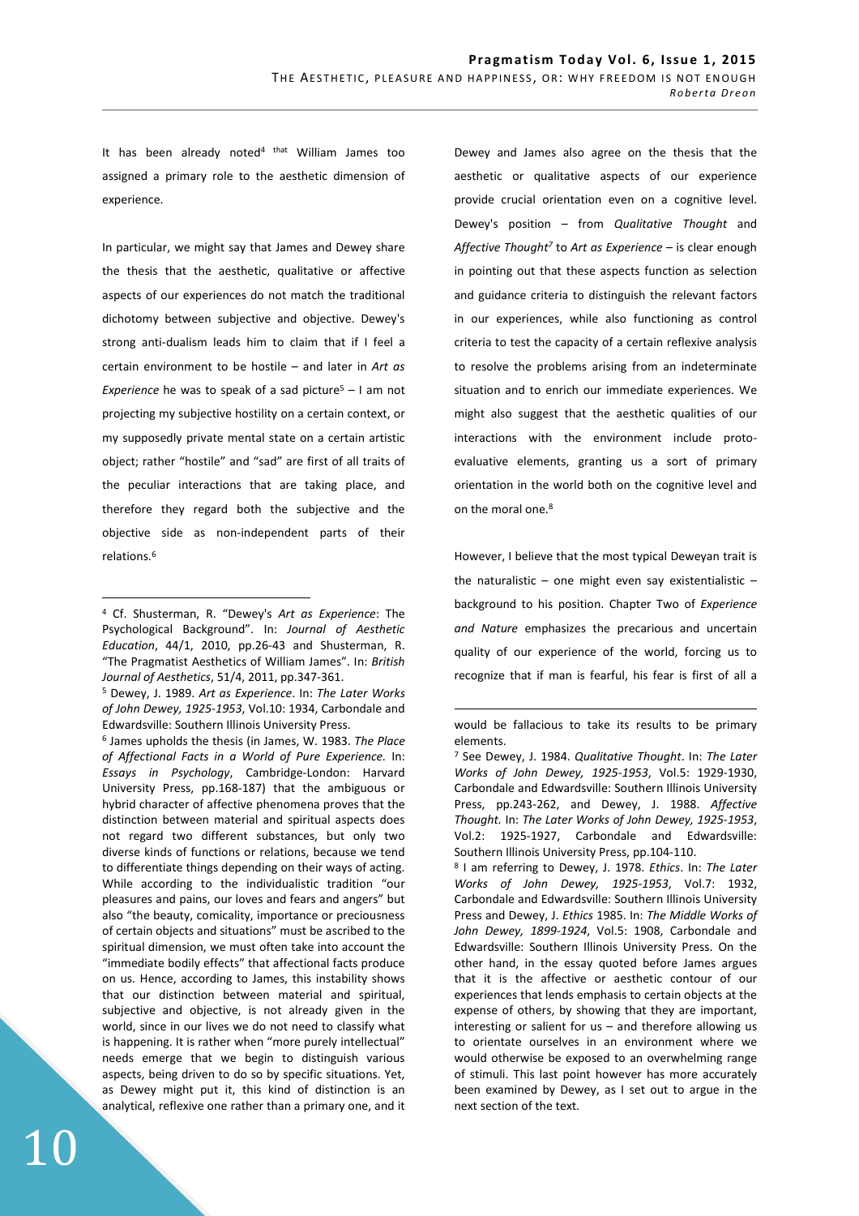It has been already noted[4] that William James too assigned a primary role to the aesthetic dimension of experience.

In particular, we might say that James and Dewey share the thesis that the aesthetic, qualitative or affective aspects of our experiences do not match the traditional dichotomy between subjective and objective. Dewey's strong anti-dualism leads him to claim that if I feel a certain environment to be hostile – and later in *Art as Experience* he was to speak of a sad picture[5] – I am not projecting my subjective hostility on a certain context, or my supposedly private mental state on a certain artistic object; rather "hostile" and "sad" are first of all traits of the peculiar interactions that are taking place, and therefore they regard both the subjective and the objective side as non-independent parts of their relations.[6]

Dewey and James also agree on the thesis that the aesthetic or qualitative aspects of our experience provide crucial orientation even on a cognitive level. Dewey's position – from *Qualitative Thought* and *Affective Thought*[7] to *Art as Experience* – is clear enough in pointing out that these aspects function as selection and guidance criteria to distinguish the relevant factors in our experiences, while also functioning as control criteria to test the capacity of a certain reflexive analysis to resolve the problems arising from an indeterminate situation and to enrich our immediate experiences. We might also suggest that the aesthetic qualities of our interactions with the environment include proto-evaluative elements, granting us a sort of primary orientation in the world both on the cognitive level and on the moral one.[8]

However, I believe that the most typical Deweyan trait is the naturalistic – one might even say existentialistic – background to his position. Chapter Two of *Experience and Nature* emphasizes the precarious and uncertain quality of our experience of the world, forcing us to recognize that if man is fearful, his fear is first of a

---

[4] Cf. Shusterman, R. "Dewey's *Art as Experience*: The Psychological Background". In: *Journal of Aesthetic Education*, 44/1, 2010, pp.26-43 and Shusterman, R. "The Pragmatist Aesthetics of William James". In: *British Journal of Aesthetics*, 51/4, 2011, pp.347-361.

[5] Dewey, J. 1989. *Art as Experience*. In: *The Later Works of John Dewey, 1925-1953*, Vol.10: 1934, Carbondale and Edwardsville: Southern Illinois University Press.

[6] James upholds the thesis (in James, W. 1983. *The Place of Affectional Facts in a World of Pure Experience.* In: *Essays in Psychology*, Cambridge-London: Harvard University Press, pp.168-187) that the ambiguous or hybrid character of affective phenomena proves that the distinction between material and spiritual aspects does not regard two different substances, but only two diverse kinds of functions or relations, because we tend to differentiate things depending on their ways of acting. While according to the individualistic tradition "our pleasures and pains, our loves and fears and angers" but also "the beauty, comicality, importance or preciousness of certain objects and situations" must be ascribed to the spiritual dimension, we must often take into account the "immediate bodily effects" that affectional facts produce on us. Hence, according to James, this instability shows that our distinction between material and spiritual, subjective and objective, is not already given in the world, since in our lives we do not need to classify what is happening. It is rather when "more purely intellectual" needs emerge that we begin to distinguish various aspects, being driven to do so by specific situations. Yet, as Dewey might put it, this kind of distinction is an analytical, reflexive one rather than a primary one, and it would be fallacious to take its results to be primary elements.

[7] See Dewey, J. 1984. *Qualitative Thought*. In: *The Later Works of John Dewey, 1925-1953*, Vol.5: 1929-1930, Carbondale and Edwardsville: Southern Illinois University Press, pp.243-262, and Dewey, J. 1988. *Affective Thought.* In: *The Later Works of John Dewey, 1925-1953*, Vol.2: 1925-1927, Carbondale and Edwardsville: Southern Illinois University Press, pp.104-110.

[8] I am referring to Dewey, J. 1978. *Ethics*. In: *The Later Works of John Dewey, 1925-1953*, Vol.7: 1932, Carbondale and Edwardsville: Southern Illinois University Press and Dewey, J. *Ethics* 1985. In: *The Middle Works of John Dewey, 1899-1924*, Vol.5: 1908, Carbondale and Edwardsville: Southern Illinois University Press. On the other hand, in the essay quoted before James argues that it is the affective or aesthetic contour of our experiences that lends emphasis to certain objects at the expense of others, by showing that they are important, interesting or salient for us – and therefore allowing us to orientate ourselves in an environment where we would otherwise be exposed to an overwhelming range of stimuli. This last point however has more accurately been examined by Dewey, as I set out to argue in the next section of the text.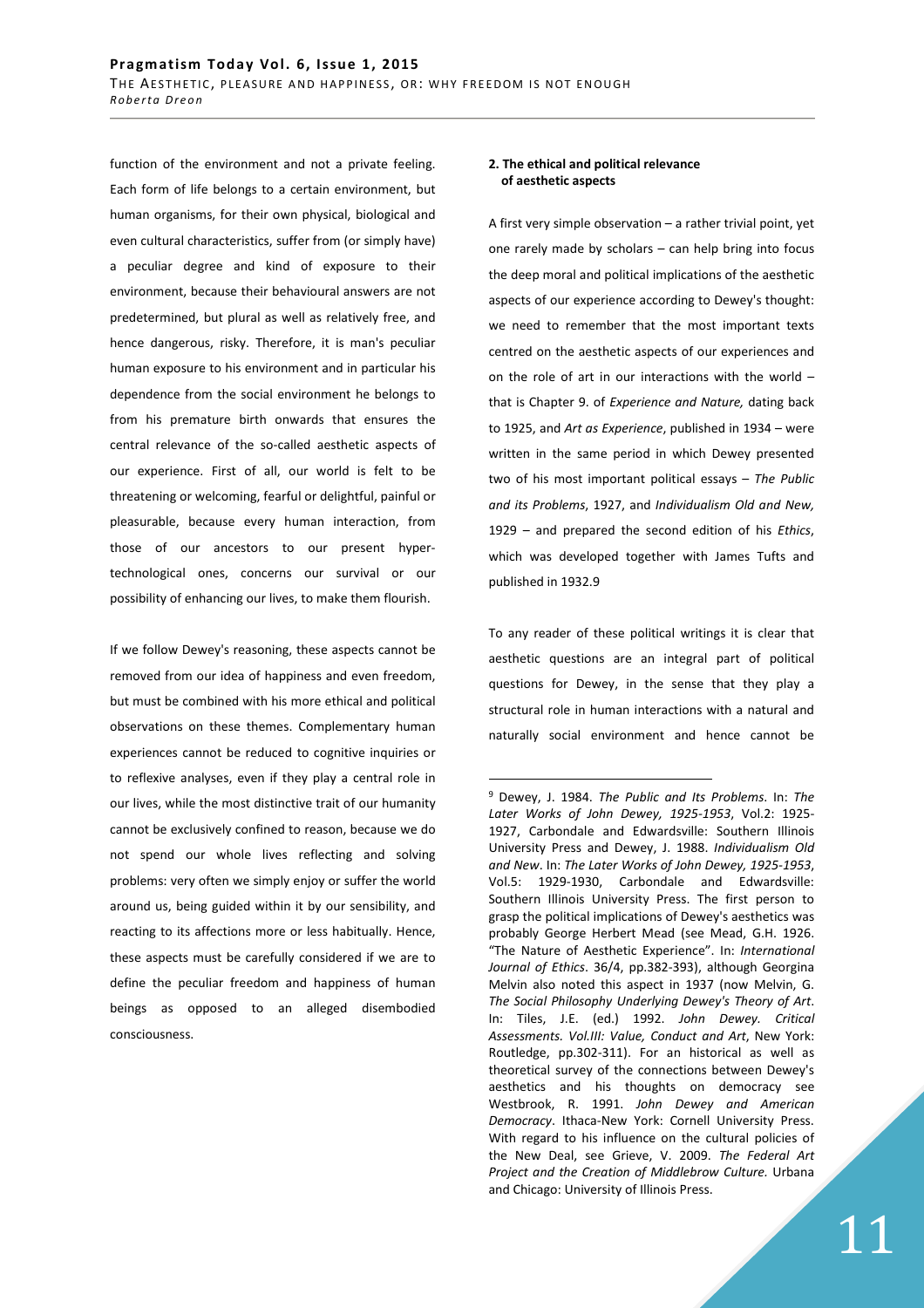function of the environment and not a private feeling. Each form of life belongs to a certain environment, but human organisms, for their own physical, biological and even cultural characteristics, suffer from (or simply have) a peculiar degree and kind of exposure to their environment, because their behavioural answers are not predetermined, but plural as well as relatively free, and hence dangerous, risky. Therefore, it is man's peculiar human exposure to his environment and in particular his dependence from the social environment he belongs to from his premature birth onwards that ensures the central relevance of the so-called aesthetic aspects of our experience. First of all, our world is felt to be threatening or welcoming, fearful or delightful, painful or pleasurable, because every human interaction, from those of our ancestors to our present hyper-technological ones, concerns our survival or our possibility of enhancing our lives, to make them flourish.

If we follow Dewey's reasoning, these aspects cannot be removed from our idea of happiness and even freedom, but must be combined with his more ethical and political observations on these themes. Complementary human experiences cannot be reduced to cognitive inquiries or to reflexive analyses, even if they play a central role in our lives, while the most distinctive trait of our humanity cannot be exclusively confined to reason, because we do not spend our whole lives reflecting and solving problems: very often we simply enjoy or suffer the world around us, being guided within it by our sensibility, and reacting to its affections more or less habitually. Hence, these aspects must be carefully considered if we are to define the peculiar freedom and happiness of human beings as opposed to an alleged disembodied consciousness.

## 2. The ethical and political relevance of aesthetic aspects

A first very simple observation – a rather trivial point, yet one rarely made by scholars – can help bring into focus the deep moral and political implications of the aesthetic aspects of our experience according to Dewey's thought: we need to remember that the most important texts centred on the aesthetic aspects of our experiences and on the role of art in our interactions with the world – that is Chapter 9. of *Experience and Nature,* dating back to 1925, and *Art as Experience*, published in 1934 – were written in the same period in which Dewey presented two of his most important political essays – *The Public and its Problems*, 1927, and *Individualism Old and New,* 1929 – and prepared the second edition of his *Ethics*, which was developed together with James Tufts and published in 1932.[9]

To any reader of these political writings it is clear that aesthetic questions are an integral part of political questions for Dewey, in the sense that they play a structural role in human interactions with a natural and naturally social environment and hence cannot be

---

[9] Dewey, J. 1984. *The Public and Its Problems*. In: *The Later Works of John Dewey, 1925-1953*, Vol.2: 1925-1927, Carbondale and Edwardsville: Southern Illinois University Press and Dewey, J. 1988. *Individualism Old and New*. In: *The Later Works of John Dewey, 1925-1953*, Vol.5: 1929-1930, Carbondale and Edwardsville: Southern Illinois University Press. The first person to grasp the political implications of Dewey's aesthetics was probably George Herbert Mead (see Mead, G.H. 1926. "The Nature of Aesthetic Experience". In: *International Journal of Ethics*. 36/4, pp.382-393), although Georgina Melvin also noted this aspect in 1937 (now Melvin, G. *The Social Philosophy Underlying Dewey's Theory of Art*. In: Tiles, J.E. (ed.) 1992. *John Dewey. Critical Assessments. Vol.III: Value, Conduct and Art*, New York: Routledge, pp.302-311). For an historical as well as theoretical survey of the connections between Dewey's aesthetics and his thoughts on democracy see Westbrook, R. 1991. *John Dewey and American Democracy*. Ithaca-New York: Cornell University Press. With regard to his influence on the cultural policies of the New Deal, see Grieve, V. 2009. *The Federal Art Project and the Creation of Middlebrow Culture.* Urbana and Chicago: University of Illinois Press.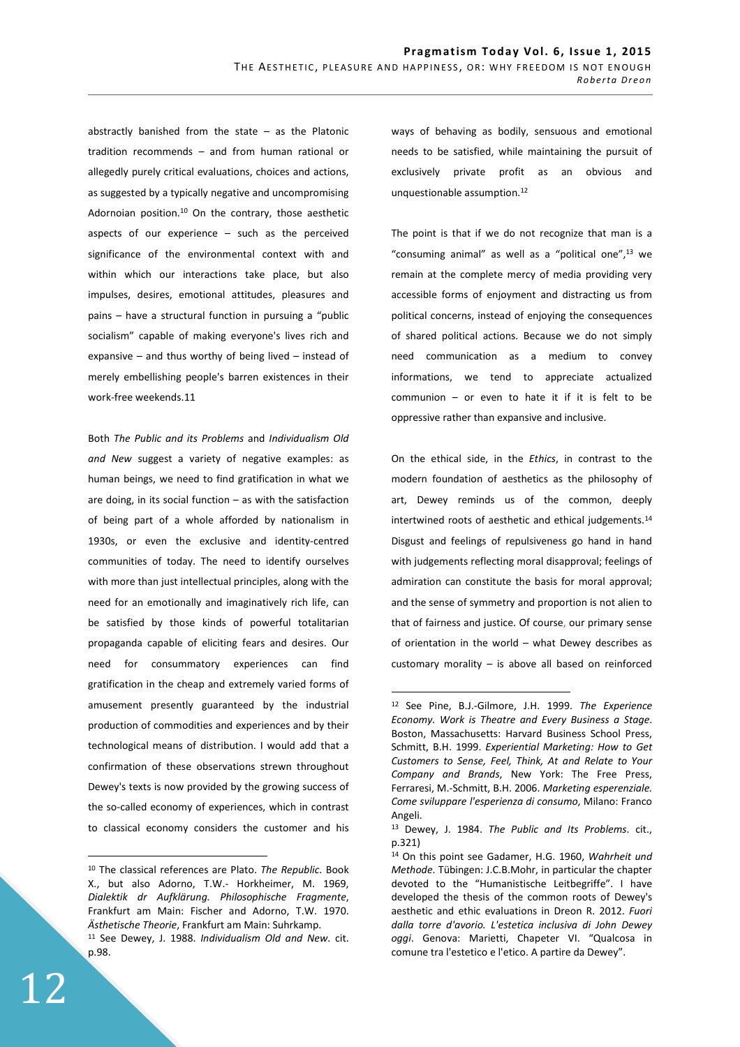abstractly banished from the state – as the Platonic tradition recommends – and from human rational or allegedly purely critical evaluations, choices and actions, as suggested by a typically negative and uncompromising Adornoian position.[10] On the contrary, those aesthetic aspects of our experience – such as the perceived significance of the environmental context with and within which our interactions take place, but also impulses, desires, emotional attitudes, pleasures and pains – have a structural function in pursuing a "public socialism" capable of making everyone's lives rich and expansive – and thus worthy of being lived – instead of merely embellishing people's barren existences in their work-free weekends.11

Both *The Public and its Problems* and *Individualism Old and New* suggest a variety of negative examples: as human beings, we need to find gratification in what we are doing, in its social function – as with the satisfaction of being part of a whole afforded by nationalism in 1930s, or even the exclusive and identity-centred communities of today. The need to identify ourselves with more than just intellectual principles, along with the need for an emotionally and imaginatively rich life, can be satisfied by those kinds of powerful totalitarian propaganda capable of eliciting fears and desires. Our need for consummatory experiences can find gratification in the cheap and extremely varied forms of amusement presently guaranteed by the industrial production of commodities and experiences and by their technological means of distribution. I would add that a confirmation of these observations strewn throughout Dewey's texts is now provided by the growing success of the so-called economy of experiences, which in contrast to classical economy considers the customer and his ways of behaving as bodily, sensuous and emotional needs to be satisfied, while maintaining the pursuit of exclusively private profit as an obvious and unquestionable assumption.[12]

The point is that if we do not recognize that man is a "consuming animal" as well as a "political one",[13] we remain at the complete mercy of media providing very accessible forms of enjoyment and distracting us from political concerns, instead of enjoying the consequences of shared political actions. Because we do not simply need communication as a medium to convey informations, we tend to appreciate actualized communion – or even to hate it if it is felt to be oppressive rather than expansive and inclusive.

On the ethical side, in the *Ethics*, in contrast to the modern foundation of aesthetics as the philosophy of art, Dewey reminds us of the common, deeply intertwined roots of aesthetic and ethical judgements.[14] Disgust and feelings of repulsiveness go hand in hand with judgements reflecting moral disapproval; feelings of admiration can constitute the basis for moral approval; and the sense of symmetry and proportion is not alien to that of fairness and justice. Of course, our primary sense of orientation in the world – what Dewey describes as customary morality – is above all based on reinforced

---

[10] The classical references are Plato. *The Republic*. Book X., but also Adorno, T.W.- Horkheimer, M. 1969, *Dialektik dr Aufklärung. Philosophische Fragmente*, Frankfurt am Main: Fischer and Adorno, T.W. 1970. *Ästhetische Theorie*, Frankfurt am Main: Suhrkamp.

[11] See Dewey, J. 1988. *Individualism Old and New*. cit. p.98.

[12] See Pine, B.J.-Gilmore, J.H. 1999. *The Experience Economy. Work is Theatre and Every Business a Stage*. Boston, Massachusetts: Harvard Business School Press, Schmitt, B.H. 1999. *Experiential Marketing: How to Get Customers to Sense, Feel, Think, At and Relate to Your Company and Brands*, New York: The Free Press, Ferraresi, M.-Schmitt, B.H. 2006. *Marketing esperenziale. Come sviluppare l'esperienza di consumo*, Milano: Franco Angeli.

[13] Dewey, J. 1984. *The Public and Its Problems*. cit., p.321)

[14] On this point see Gadamer, H.G. 1960, *Wahrheit und Methode*. Tübingen: J.C.B.Mohr, in particular the chapter devoted to the "Humanistische Leitbegriffe". I have developed the thesis of the common roots of Dewey's aesthetic and ethic evaluations in Dreon R. 2012. *Fuori dalla torre d'avorio. L'estetica inclusiva di John Dewey oggi*. Genova: Marietti, Chapeter VI. "Qualcosa in comune tra l'estetico e l'etico. A partire da Dewey".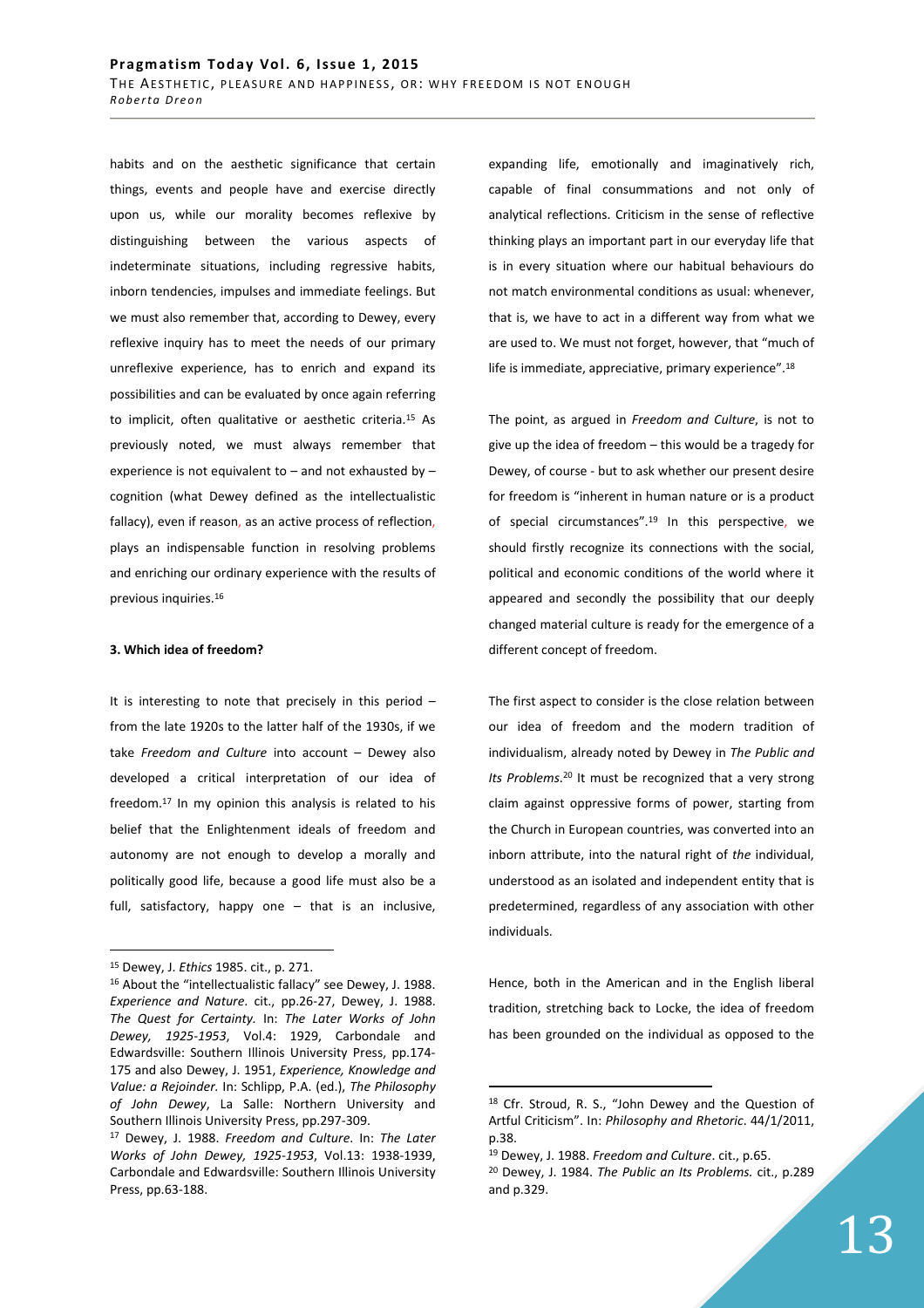habits and on the aesthetic significance that certain things, events and people have and exercise directly upon us, while our morality becomes reflexive by distinguishing between the various aspects of indeterminate situations, including regressive habits, inborn tendencies, impulses and immediate feelings. But we must also remember that, according to Dewey, every reflexive inquiry has to meet the needs of our primary unreflexive experience, has to enrich and expand its possibilities and can be evaluated by once again referring to implicit, often qualitative or aesthetic criteria.[15] As previously noted, we must always remember that experience is not equivalent to – and not exhausted by – cognition (what Dewey defined as the intellectualistic fallacy), even if reason, as an active process of reflection, plays an indispensable function in resolving problems and enriching our ordinary experience with the results of previous inquiries.[16]

### 3. Which idea of freedom?

It is interesting to note that precisely in this period – from the late 1920s to the latter half of the 1930s, if we take *Freedom and Culture* into account – Dewey also developed a critical interpretation of our idea of freedom.[17] In my opinion this analysis is related to his belief that the Enlightenment ideals of freedom and autonomy are not enough to develop a morally and politically good life, because a good life must also be a full, satisfactory, happy one – that is an inclusive, expanding life, emotionally and imaginatively rich, capable of final consummations and not only of analytical reflections. Criticism in the sense of reflective thinking plays an important part in our everyday life that is in every situation where our habitual behaviours do not match environmental conditions as usual: whenever, that is, we have to act in a different way from what we are used to. We must not forget, however, that "much of life is immediate, appreciative, primary experience".[18]

The point, as argued in *Freedom and Culture*, is not to give up the idea of freedom – this would be a tragedy for Dewey, of course - but to ask whether our present desire for freedom is "inherent in human nature or is a product of special circumstances".[19] In this perspective, we should firstly recognize its connections with the social, political and economic conditions of the world where it appeared and secondly the possibility that our deeply changed material culture is ready for the emergence of a different concept of freedom.

The first aspect to consider is the close relation between our idea of freedom and the modern tradition of individualism, already noted by Dewey in *The Public and Its Problems*.[20] It must be recognized that a very strong claim against oppressive forms of power, starting from the Church in European countries, was converted into an inborn attribute, into the natural right of *the* individual, understood as an isolated and independent entity that is predetermined, regardless of any association with other individuals.

Hence, both in the American and in the English liberal tradition, stretching back to Locke, the idea of freedom has been grounded on the individual as opposed to the

---

[15] Dewey, J. *Ethics* 1985. cit., p. 271.

[16] About the "intellectualistic fallacy" see Dewey, J. 1988. *Experience and Nature*. cit., pp.26-27, Dewey, J. 1988. *The Quest for Certainty.* In: *The Later Works of John Dewey, 1925-1953*, Vol.4: 1929, Carbondale and Edwardsville: Southern Illinois University Press, pp.174-175 and also Dewey, J. 1951, *Experience, Knowledge and Value: a Rejoinder.* In: Schlipp, P.A. (ed.), *The Philosophy of John Dewey*, La Salle: Northern University and Southern Illinois University Press, pp.297-309.

[17] Dewey, J. 1988. *Freedom and Culture*. In: *The Later Works of John Dewey, 1925-1953*, Vol.13: 1938-1939, Carbondale and Edwardsville: Southern Illinois University Press, pp.63-188.

[18] Cfr. Stroud, R. S., "John Dewey and the Question of Artful Criticism". In: *Philosophy and Rhetoric*. 44/1/2011, p.38.

[19] Dewey, J. 1988. *Freedom and Culture*. cit., p.65.

[20] Dewey, J. 1984. *The Public an Its Problems.* cit., p.289 and p.329.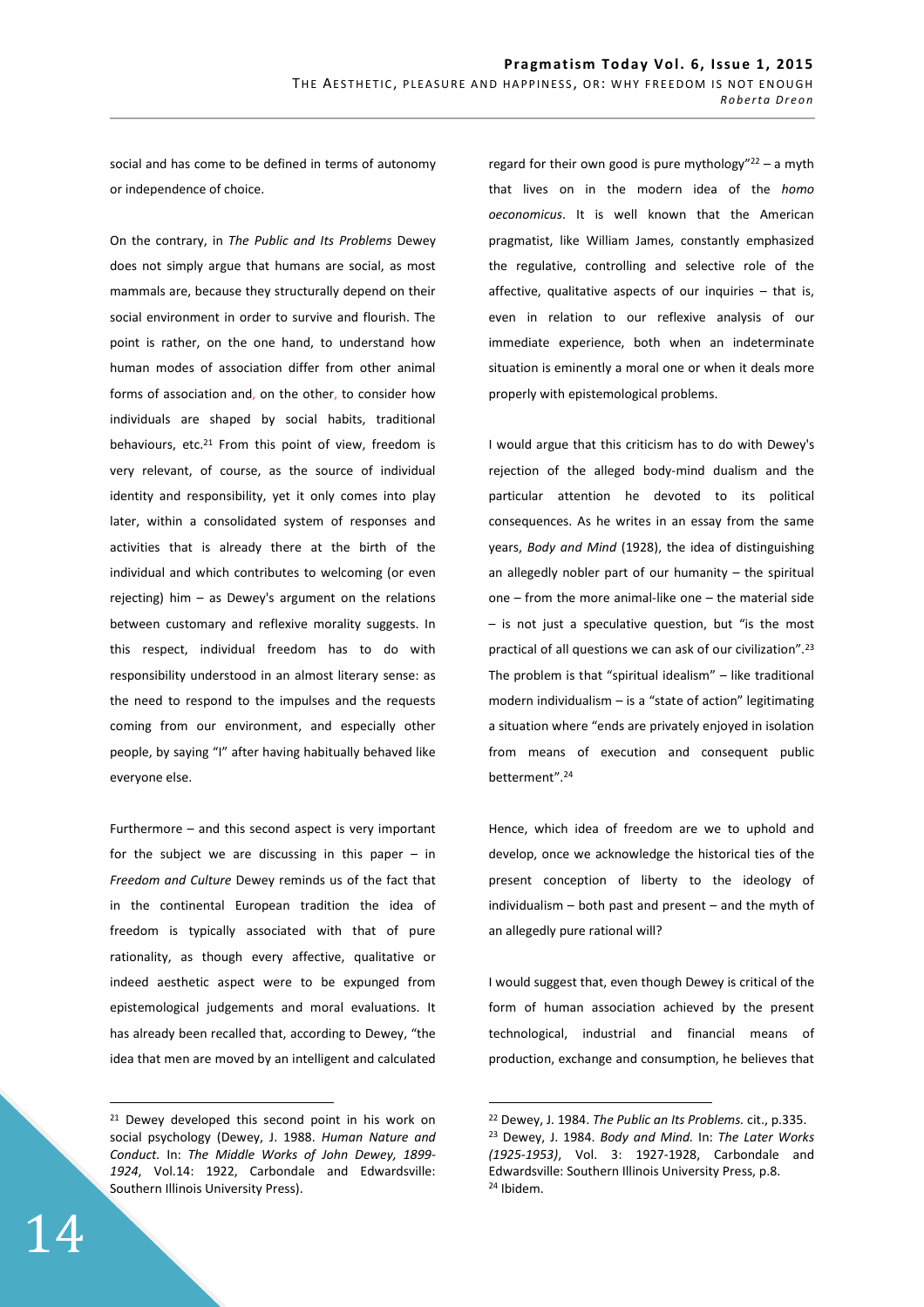social and has come to be defined in terms of autonomy or independence of choice.

On the contrary, in *The Public and Its Problems* Dewey does not simply argue that humans are social, as most mammals are, because they structurally depend on their social environment in order to survive and flourish. The point is rather, on the one hand, to understand how human modes of association differ from other animal forms of association and, on the other, to consider how individuals are shaped by social habits, traditional behaviours, etc.[21] From this point of view, freedom is very relevant, of course, as the source of individual identity and responsibility, yet it only comes into play later, within a consolidated system of responses and activities that is already there at the birth of the individual and which contributes to welcoming (or even rejecting) him – as Dewey's argument on the relations between customary and reflexive morality suggests. In this respect, individual freedom has to do with responsibility understood in an almost literary sense: as the need to respond to the impulses and the requests coming from our environment, and especially other people, by saying "I" after having habitually behaved like everyone else.

Furthermore – and this second aspect is very important for the subject we are discussing in this paper – in *Freedom and Culture* Dewey reminds us of the fact that in the continental European tradition the idea of freedom is typically associated with that of pure rationality, as though every affective, qualitative or indeed aesthetic aspect were to be expunged from epistemological judgements and moral evaluations. It has already been recalled that, according to Dewey, "the idea that men are moved by an intelligent and calculated regard for their own good is pure mythology"[22] – a myth that lives on in the modern idea of the *homo oeconomicus*. It is well known that the American pragmatist, like William James, constantly emphasized the regulative, controlling and selective role of the affective, qualitative aspects of our inquiries – that is, even in relation to our reflexive analysis of our immediate experience, both when an indeterminate situation is eminently a moral one or when it deals more properly with epistemological problems.

I would argue that this criticism has to do with Dewey's rejection of the alleged body-mind dualism and the particular attention he devoted to its political consequences. As he writes in an essay from the same years, *Body and Mind* (1928), the idea of distinguishing an allegedly nobler part of our humanity – the spiritual one – from the more animal-like one – the material side – is not just a speculative question, but "is the most practical of all questions we can ask of our civilization".[23] The problem is that "spiritual idealism" – like traditional modern individualism – is a "state of action" legitimating a situation where "ends are privately enjoyed in isolation from means of execution and consequent public betterment".[24]

Hence, which idea of freedom are we to uphold and develop, once we acknowledge the historical ties of the present conception of liberty to the ideology of individualism – both past and present – and the myth of an allegedly pure rational will?

I would suggest that, even though Dewey is critical of the form of human association achieved by the present technological, industrial and financial means of production, exchange and consumption, he believes that

---

[21] Dewey developed this second point in his work on social psychology (Dewey, J. 1988. *Human Nature and Conduct.* In: *The Middle Works of John Dewey, 1899-1924*, Vol.14: 1922, Carbondale and Edwardsville: Southern Illinois University Press).

[22] Dewey, J. 1984. *The Public an Its Problems.* cit., p.335.

[23] Dewey, J. 1984. *Body and Mind.* In: *The Later Works (1925-1953)*, Vol. 3: 1927-1928, Carbondale and Edwardsville: Southern Illinois University Press, p.8.

[24] Ibidem.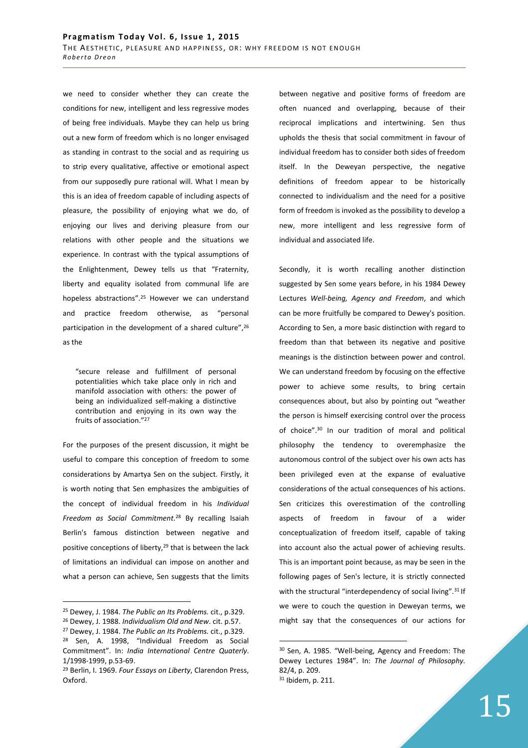we need to consider whether they can create the conditions for new, intelligent and less regressive modes of being free individuals. Maybe they can help us bring out a new form of freedom which is no longer envisaged as standing in contrast to the social and as requiring us to strip every qualitative, affective or emotional aspect from our supposedly pure rational will. What I mean by this is an idea of freedom capable of including aspects of pleasure, the possibility of enjoying what we do, of enjoying our lives and deriving pleasure from our relations with other people and the situations we experience. In contrast with the typical assumptions of the Enlightenment, Dewey tells us that "Fraternity, liberty and equality isolated from communal life are hopeless abstractions".[25] However we can understand and practice freedom otherwise, as "personal participation in the development of a shared culture",[26] as the

> "secure release and fulfillment of personal potentialities which take place only in rich and manifold association with others: the power of being an individualized self-making a distinctive contribution and enjoying in its own way the fruits of association."[27]

For the purposes of the present discussion, it might be useful to compare this conception of freedom to some considerations by Amartya Sen on the subject. Firstly, it is worth noting that Sen emphasizes the ambiguities of the concept of individual freedom in his *Individual Freedom as Social Commitment*.[28] By recalling Isaiah Berlin's famous distinction between negative and positive conceptions of liberty,[29] that is between the lack of limitations an individual can impose on another and what a person can achieve, Sen suggests that the limits between negative and positive forms of freedom are often nuanced and overlapping, because of their reciprocal implications and intertwining. Sen thus upholds the thesis that social commitment in favour of individual freedom has to consider both sides of freedom itself. In the Deweyan perspective, the negative definitions of freedom appear to be historically connected to individualism and the need for a positive form of freedom is invoked as the possibility to develop a new, more intelligent and less regressive form of individual and associated life.

Secondly, it is worth recalling another distinction suggested by Sen some years before, in his 1984 Dewey Lectures *Well-being, Agency and Freedom*, and which can be more fruitfully be compared to Dewey's position. According to Sen, a more basic distinction with regard to freedom than that between its negative and positive meanings is the distinction between power and control. We can understand freedom by focusing on the effective power to achieve some results, to bring certain consequences about, but also by pointing out "weather the person is himself exercising control over the process of choice".[30] In our tradition of moral and political philosophy the tendency to overemphasize the autonomous control of the subject over his own acts has been privileged even at the expanse of evaluative considerations of the actual consequences of his actions. Sen criticizes this overestimation of the controlling aspects of freedom in favour of a wider conceptualization of freedom itself, capable of taking into account also the actual power of achieving results. This is an important point because, as may be seen in the following pages of Sen's lecture, it is strictly connected with the structural "interdependency of social living".[31] If we were to couch the question in Deweyan terms, we might say that the consequences of our actions for

---

[25] Dewey, J. 1984. *The Public an Its Problems.* cit., p.329.

[26] Dewey, J. 1988. *Individualism Old and New*. cit. p.57.

[27] Dewey, J. 1984. *The Public an Its Problems.* cit., p.329.

[28] Sen, A. 1998, "Individual Freedom as Social Commitment". In: *India International Centre Quaterly*. 1/1998-1999, p.53-69.

[29] Berlin, I. 1969. *Four Essays on Liberty*, Clarendon Press, Oxford.

[30] Sen, A. 1985. "Well-being, Agency and Freedom: The Dewey Lectures 1984". In: *The Journal of Philosophy.* 82/4, p. 209.

[31] Ibidem, p. 211.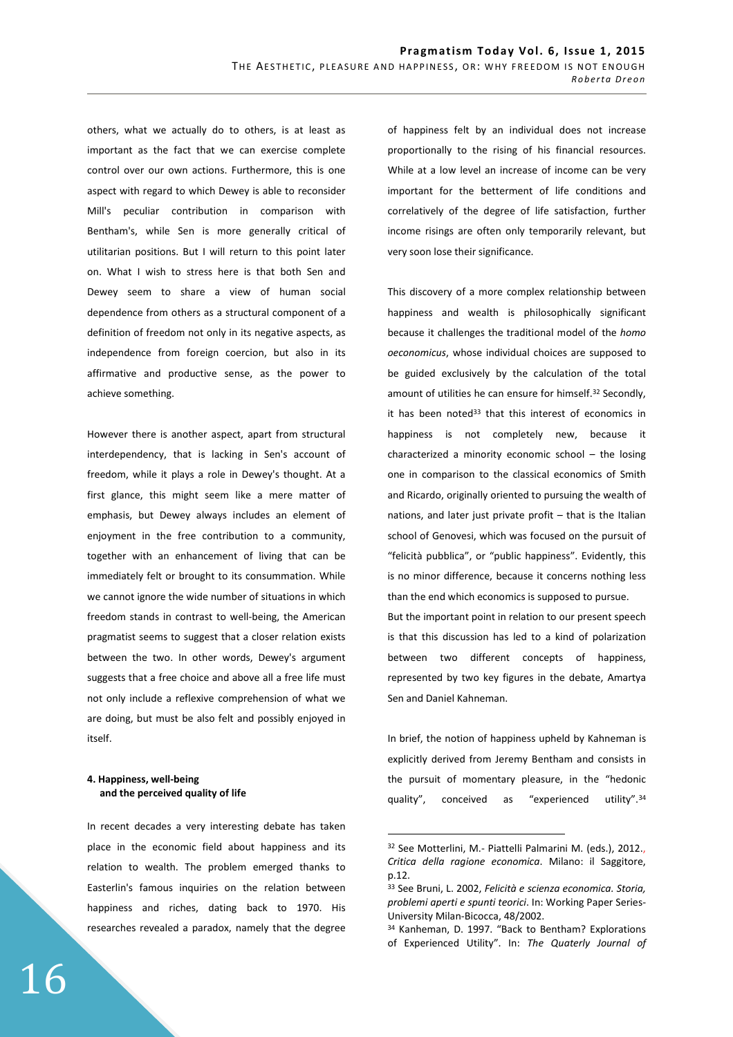others, what we actually do to others, is at least as important as the fact that we can exercise complete control over our own actions. Furthermore, this is one aspect with regard to which Dewey is able to reconsider Mill's peculiar contribution in comparison with Bentham's, while Sen is more generally critical of utilitarian positions. But I will return to this point later on. What I wish to stress here is that both Sen and Dewey seem to share a view of human social dependence from others as a structural component of a definition of freedom not only in its negative aspects, as independence from foreign coercion, but also in its affirmative and productive sense, as the power to achieve something.

However there is another aspect, apart from structural interdependency, that is lacking in Sen's account of freedom, while it plays a role in Dewey's thought. At a first glance, this might seem like a mere matter of emphasis, but Dewey always includes an element of enjoyment in the free contribution to a community, together with an enhancement of living that can be immediately felt or brought to its consummation. While we cannot ignore the wide number of situations in which freedom stands in contrast to well-being, the American pragmatist seems to suggest that a closer relation exists between the two. In other words, Dewey's argument suggests that a free choice and above all a free life must not only include a reflexive comprehension of what we are doing, but must be also felt and possibly enjoyed in itself.

## 4. Happiness, well-being and the perceived quality of life

In recent decades a very interesting debate has taken place in the economic field about happiness and its relation to wealth. The problem emerged thanks to Easterlin's famous inquiries on the relation between happiness and riches, dating back to 1970. His researches revealed a paradox, namely that the degree of happiness felt by an individual does not increase proportionally to the rising of his financial resources. While at a low level an increase of income can be very important for the betterment of life conditions and correlatively of the degree of life satisfaction, further income risings are often only temporarily relevant, but very soon lose their significance.

This discovery of a more complex relationship between happiness and wealth is philosophically significant because it challenges the traditional model of the *homo oeconomicus*, whose individual choices are supposed to be guided exclusively by the calculation of the total amount of utilities he can ensure for himself.[32] Secondly, it has been noted[33] that this interest of economics in happiness is not completely new, because it characterized a minority economic school – the losing one in comparison to the classical economics of Smith and Ricardo, originally oriented to pursuing the wealth of nations, and later just private profit – that is the Italian school of Genovesi, which was focused on the pursuit of "felicità pubblica", or "public happiness". Evidently, this is no minor difference, because it concerns nothing less than the end which economics is supposed to pursue.

But the important point in relation to our present speech is that this discussion has led to a kind of polarization between two different concepts of happiness, represented by two key figures in the debate, Amartya Sen and Daniel Kahneman.

In brief, the notion of happiness upheld by Kahneman is explicitly derived from Jeremy Bentham and consists in the pursuit of momentary pleasure, in the "hedonic quality", conceived as "experienced utility".[34]

---

[32] See Motterlini, M.- Piattelli Palmarini M. (eds.), 2012., *Critica della ragione economica*. Milano: il Saggitore, p.12.

[33] See Bruni, L. 2002, *Felicità e scienza economica. Storia, problemi aperti e spunti teorici*. In: Working Paper Series-University Milan-Bicocca, 48/2002.

[34] Kanheman, D. 1997. "Back to Bentham? Explorations of Experienced Utility". In: *The Quaterly Journal of*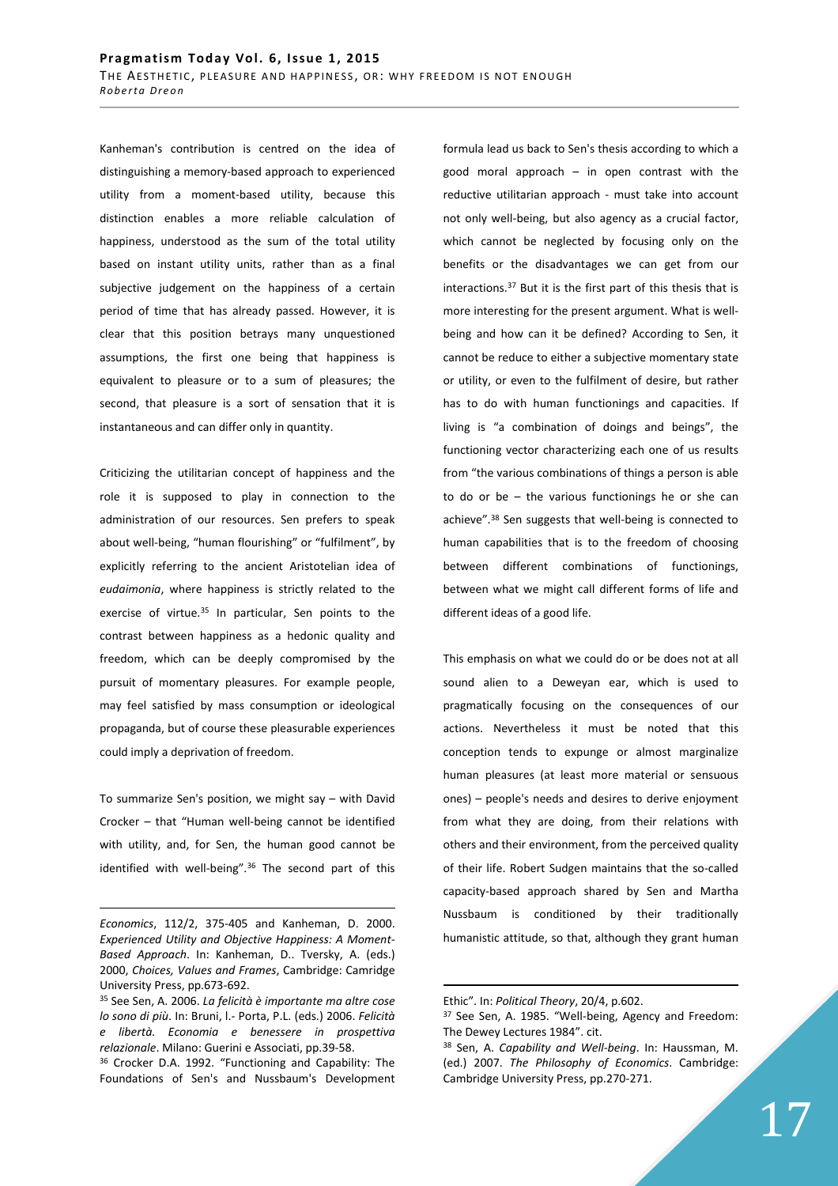Kanheman's contribution is centred on the idea of distinguishing a memory-based approach to experienced utility from a moment-based utility, because this distinction enables a more reliable calculation of happiness, understood as the sum of the total utility based on instant utility units, rather than as a final subjective judgement on the happiness of a certain period of time that has already passed. However, it is clear that this position betrays many unquestioned assumptions, the first one being that happiness is equivalent to pleasure or to a sum of pleasures; the second, that pleasure is a sort of sensation that it is instantaneous and can differ only in quantity.

Criticizing the utilitarian concept of happiness and the role it is supposed to play in connection to the administration of our resources. Sen prefers to speak about well-being, "human flourishing" or "fulfilment", by explicitly referring to the ancient Aristotelian idea of *eudaimonia*, where happiness is strictly related to the exercise of virtue.[35] In particular, Sen points to the contrast between happiness as a hedonic quality and freedom, which can be deeply compromised by the pursuit of momentary pleasures. For example people, may feel satisfied by mass consumption or ideological propaganda, but of course these pleasurable experiences could imply a deprivation of freedom.

To summarize Sen's position, we might say – with David Crocker – that "Human well-being cannot be identified with utility, and, for Sen, the human good cannot be identified with well-being".[36] The second part of this formula lead us back to Sen's thesis according to which a good moral approach – in open contrast with the reductive utilitarian approach - must take into account not only well-being, but also agency as a crucial factor, which cannot be neglected by focusing only on the benefits or the disadvantages we can get from our interactions.[37] But it is the first part of this thesis that is more interesting for the present argument. What is well-being and how can it be defined? According to Sen, it cannot be reduce to either a subjective momentary state or utility, or even to the fulfilment of desire, but rather has to do with human functionings and capacities. If living is "a combination of doings and beings", the functioning vector characterizing each one of us results from "the various combinations of things a person is able to do or be – the various functionings he or she can achieve".[38] Sen suggests that well-being is connected to human capabilities that is to the freedom of choosing between different combinations of functionings, between what we might call different forms of life and different ideas of a good life.

This emphasis on what we could do or be does not at all sound alien to a Deweyan ear, which is used to pragmatically focusing on the consequences of our actions. Nevertheless it must be noted that this conception tends to expunge or almost marginalize human pleasures (at least more material or sensuous ones) – people's needs and desires to derive enjoyment from what they are doing, from their relations with others and their environment, from the perceived quality of their life. Robert Sudgen maintains that the so-called capacity-based approach shared by Sen and Martha Nussbaum is conditioned by their traditionally humanistic attitude, so that, although they grant human

---

*Economics*, 112/2, 375-405 and Kanheman, D. 2000. *Experienced Utility and Objective Happiness: A Moment-Based Approach*. In: Kanheman, D.. Tversky, A. (eds.) 2000, *Choices, Values and Frames*, Cambridge: Camridge University Press, pp.673-692.

[35] See Sen, A. 2006. *La felicità è importante ma altre cose lo sono di più*. In: Bruni, l.- Porta, P.L. (eds.) 2006. *Felicità e libertà. Economia e benessere in prospettiva relazionale*. Milano: Guerini e Associati, pp.39-58.

[36] Crocker D.A. 1992. "Functioning and Capability: The Foundations of Sen's and Nussbaum's Development Ethic". In: *Political Theory*, 20/4, p.602.

[37] See Sen, A. 1985. "Well-being, Agency and Freedom: The Dewey Lectures 1984". cit.

[38] Sen, A. *Capability and Well-being*. In: Haussman, M. (ed.) 2007. *The Philosophy of Economics*. Cambridge: Cambridge University Press, pp.270-271.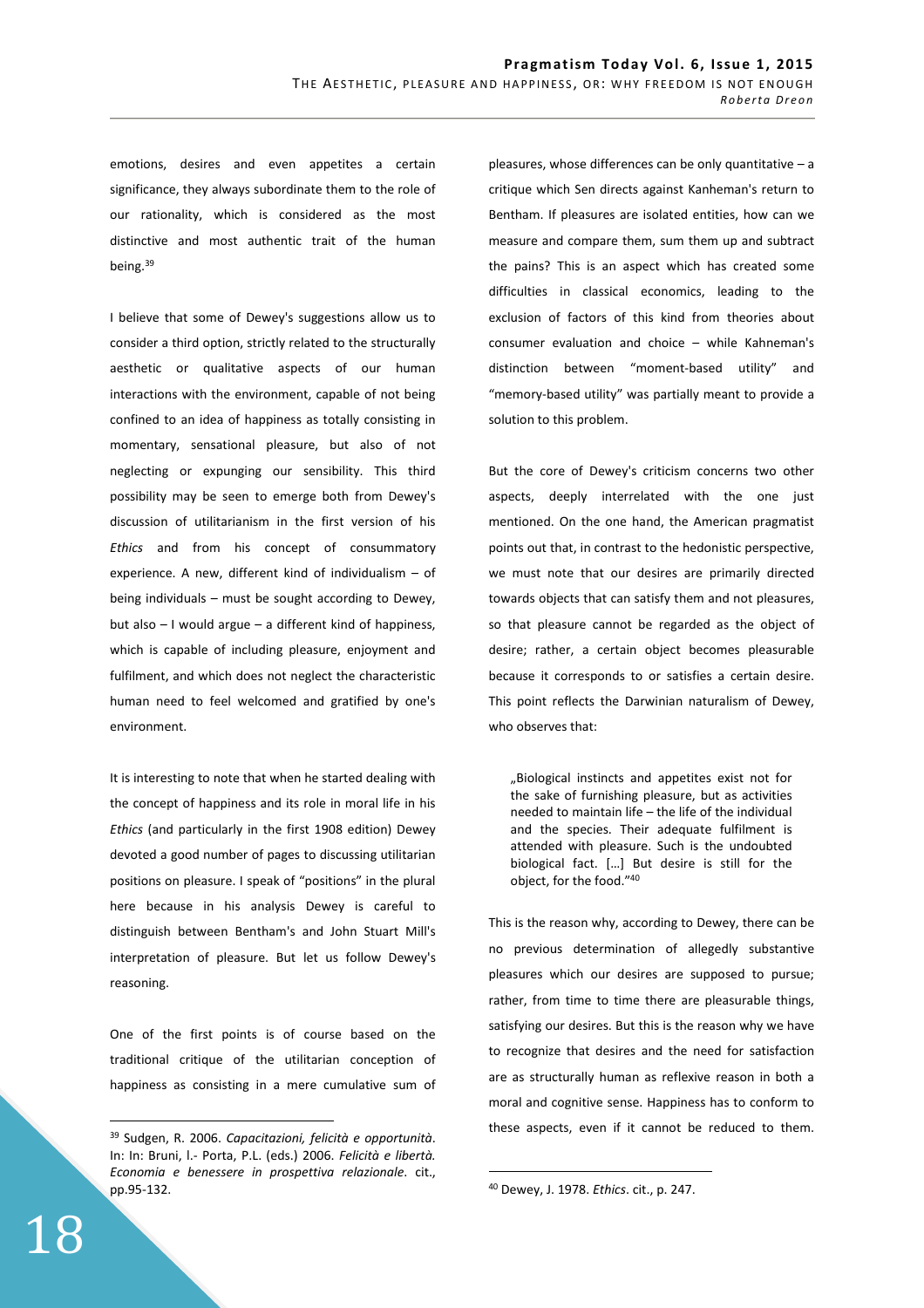emotions, desires and even appetites a certain significance, they always subordinate them to the role of our rationality, which is considered as the most distinctive and most authentic trait of the human being.[39]

I believe that some of Dewey's suggestions allow us to consider a third option, strictly related to the structurally aesthetic or qualitative aspects of our human interactions with the environment, capable of not being confined to an idea of happiness as totally consisting in momentary, sensational pleasure, but also of not neglecting or expunging our sensibility. This third possibility may be seen to emerge both from Dewey's discussion of utilitarianism in the first version of his *Ethics* and from his concept of consummatory experience. A new, different kind of individualism – of being individuals – must be sought according to Dewey, but also – I would argue – a different kind of happiness, which is capable of including pleasure, enjoyment and fulfilment, and which does not neglect the characteristic human need to feel welcomed and gratified by one's environment.

It is interesting to note that when he started dealing with the concept of happiness and its role in moral life in his *Ethics* (and particularly in the first 1908 edition) Dewey devoted a good number of pages to discussing utilitarian positions on pleasure. I speak of "positions" in the plural here because in his analysis Dewey is careful to distinguish between Bentham's and John Stuart Mill's interpretation of pleasure. But let us follow Dewey's reasoning.

One of the first points is of course based on the traditional critique of the utilitarian conception of happiness as consisting in a mere cumulative sum of pleasures, whose differences can be only quantitative – a critique which Sen directs against Kanheman's return to Bentham. If pleasures are isolated entities, how can we measure and compare them, sum them up and subtract the pains? This is an aspect which has created some difficulties in classical economics, leading to the exclusion of factors of this kind from theories about consumer evaluation and choice – while Kahneman's distinction between "moment-based utility" and "memory-based utility" was partially meant to provide a solution to this problem.

But the core of Dewey's criticism concerns two other aspects, deeply interrelated with the one just mentioned. On the one hand, the American pragmatist points out that, in contrast to the hedonistic perspective, we must note that our desires are primarily directed towards objects that can satisfy them and not pleasures, so that pleasure cannot be regarded as the object of desire; rather, a certain object becomes pleasurable because it corresponds to or satisfies a certain desire. This point reflects the Darwinian naturalism of Dewey, who observes that:

> „Biological instincts and appetites exist not for the sake of furnishing pleasure, but as activities needed to maintain life – the life of the individual and the species. Their adequate fulfilment is attended with pleasure. Such is the undoubted biological fact. […] But desire is still for the object, for the food."[40]

This is the reason why, according to Dewey, there can be no previous determination of allegedly substantive pleasures which our desires are supposed to pursue; rather, from time to time there are pleasurable things, satisfying our desires. But this is the reason why we have to recognize that desires and the need for satisfaction are as structurally human as reflexive reason in both a moral and cognitive sense. Happiness has to conform to these aspects, even if it cannot be reduced to them.

---

[39] Sudgen, R. 2006. *Capacitazioni, felicità e opportunità*. In: In: Bruni, l.- Porta, P.L. (eds.) 2006. *Felicità e libertà. Economia e benessere in prospettiva relazionale*. cit., pp.95-132.

[40] Dewey, J. 1978. *Ethics*. cit., p. 247.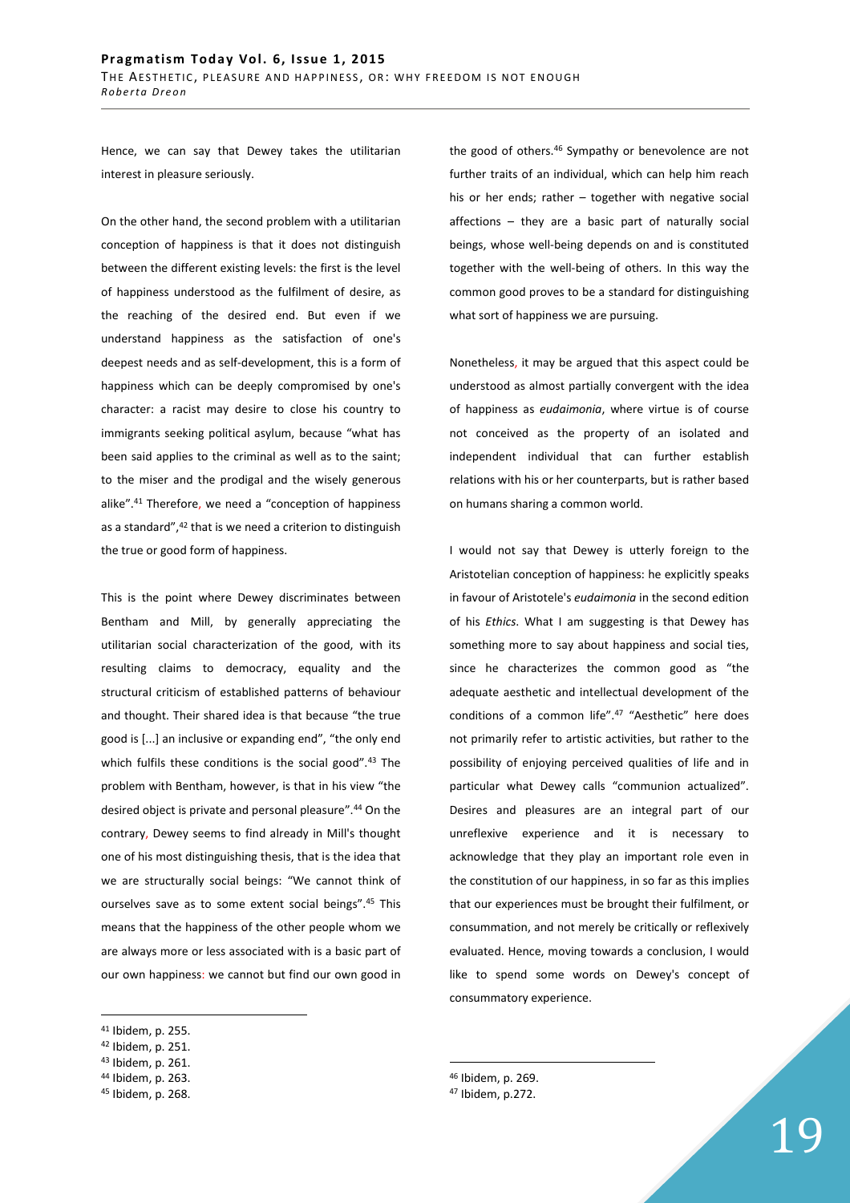Hence, we can say that Dewey takes the utilitarian interest in pleasure seriously.

On the other hand, the second problem with a utilitarian conception of happiness is that it does not distinguish between the different existing levels: the first is the level of happiness understood as the fulfilment of desire, as the reaching of the desired end. But even if we understand happiness as the satisfaction of one's deepest needs and as self-development, this is a form of happiness which can be deeply compromised by one's character: a racist may desire to close his country to immigrants seeking political asylum, because "what has been said applies to the criminal as well as to the saint; to the miser and the prodigal and the wisely generous alike".[41] Therefore, we need a "conception of happiness as a standard",[42] that is we need a criterion to distinguish the true or good form of happiness.

This is the point where Dewey discriminates between Bentham and Mill, by generally appreciating the utilitarian social characterization of the good, with its resulting claims to democracy, equality and the structural criticism of established patterns of behaviour and thought. Their shared idea is that because "the true good is [...] an inclusive or expanding end", "the only end which fulfils these conditions is the social good".[43] The problem with Bentham, however, is that in his view "the desired object is private and personal pleasure".[44] On the contrary, Dewey seems to find already in Mill's thought one of his most distinguishing thesis, that is the idea that we are structurally social beings: "We cannot think of ourselves save as to some extent social beings".[45] This means that the happiness of the other people whom we are always more or less associated with is a basic part of our own happiness: we cannot but find our own good in the good of others.[46] Sympathy or benevolence are not further traits of an individual, which can help him reach his or her ends; rather – together with negative social affections – they are a basic part of naturally social beings, whose well-being depends on and is constituted together with the well-being of others. In this way the common good proves to be a standard for distinguishing what sort of happiness we are pursuing.

Nonetheless, it may be argued that this aspect could be understood as almost partially convergent with the idea of happiness as *eudaimonia*, where virtue is of course not conceived as the property of an isolated and independent individual that can further establish relations with his or her counterparts, but is rather based on humans sharing a common world.

I would not say that Dewey is utterly foreign to the Aristotelian conception of happiness: he explicitly speaks in favour of Aristotele's *eudaimonia* in the second edition of his *Ethics*. What I am suggesting is that Dewey has something more to say about happiness and social ties, since he characterizes the common good as "the adequate aesthetic and intellectual development of the conditions of a common life".[47] "Aesthetic" here does not primarily refer to artistic activities, but rather to the possibility of enjoying perceived qualities of life and in particular what Dewey calls "communion actualized". Desires and pleasures are an integral part of our unreflexive experience and it is necessary to acknowledge that they play an important role even in the constitution of our happiness, in so far as this implies that our experiences must be brought their fulfilment, or consummation, and not merely be critically or reflexively evaluated. Hence, moving towards a conclusion, I would like to spend some words on Dewey's concept of consummatory experience.

---

[41] Ibidem, p. 255.

[42] Ibidem, p. 251.

[43] Ibidem, p. 261.

[44] Ibidem, p. 263.

[45] Ibidem, p. 268.

[46] Ibidem, p. 269.

[47] Ibidem, p.272.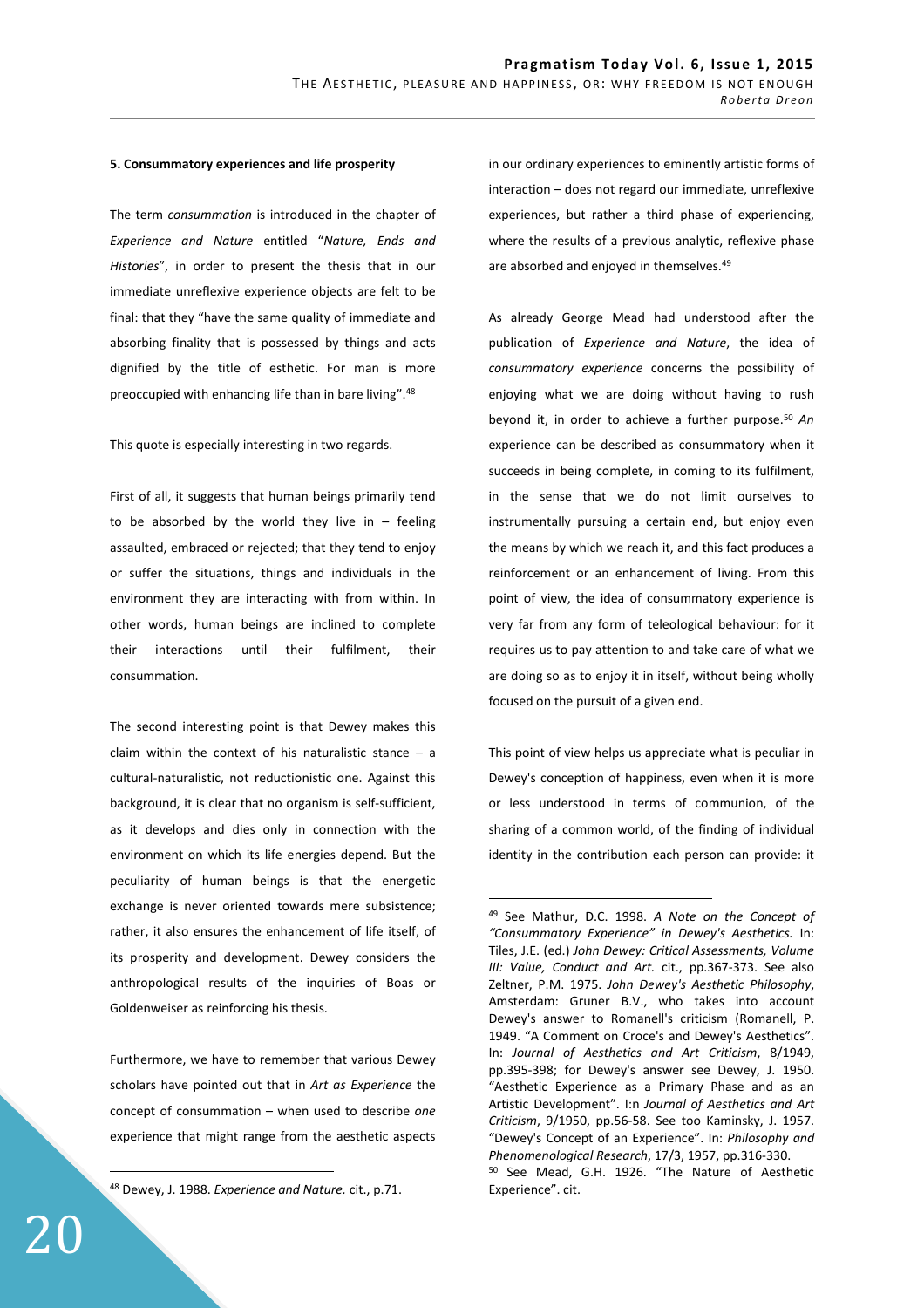### 5. Consummatory experiences and life prosperity

The term *consummation* is introduced in the chapter of *Experience and Nature* entitled "*Nature, Ends and Histories*", in order to present the thesis that in our immediate unreflexive experience objects are felt to be final: that they "have the same quality of immediate and absorbing finality that is possessed by things and acts dignified by the title of esthetic. For man is more preoccupied with enhancing life than in bare living".[48]

This quote is especially interesting in two regards.

First of all, it suggests that human beings primarily tend to be absorbed by the world they live in – feeling assaulted, embraced or rejected; that they tend to enjoy or suffer the situations, things and individuals in the environment they are interacting with from within. In other words, human beings are inclined to complete their interactions until their fulfilment, their consummation.

The second interesting point is that Dewey makes this claim within the context of his naturalistic stance – a cultural-naturalistic, not reductionistic one. Against this background, it is clear that no organism is self-sufficient, as it develops and dies only in connection with the environment on which its life energies depend. But the peculiarity of human beings is that the energetic exchange is never oriented towards mere subsistence; rather, it also ensures the enhancement of life itself, of its prosperity and development. Dewey considers the anthropological results of the inquiries of Boas or Goldenweiser as reinforcing his thesis.

Furthermore, we have to remember that various Dewey scholars have pointed out that in *Art as Experience* the concept of consummation – when used to describe *one* experience that might range from the aesthetic aspects in our ordinary experiences to eminently artistic forms of interaction – does not regard our immediate, unreflexive experiences, but rather a third phase of experiencing, where the results of a previous analytic, reflexive phase are absorbed and enjoyed in themselves.[49]

As already George Mead had understood after the publication of *Experience and Nature*, the idea of *consummatory experience* concerns the possibility of enjoying what we are doing without having to rush beyond it, in order to achieve a further purpose.[50] *An* experience can be described as consummatory when it succeeds in being complete, in coming to its fulfilment, in the sense that we do not limit ourselves to instrumentally pursuing a certain end, but enjoy even the means by which we reach it, and this fact produces a reinforcement or an enhancement of living. From this point of view, the idea of consummatory experience is very far from any form of teleological behaviour: for it requires us to pay attention to and take care of what we are doing so as to enjoy it in itself, without being wholly focused on the pursuit of a given end.

This point of view helps us appreciate what is peculiar in Dewey's conception of happiness, even when it is more or less understood in terms of communion, of the sharing of a common world, of the finding of individual identity in the contribution each person can provide: it

---

[48] Dewey, J. 1988. *Experience and Nature.* cit., p.71.

[49] See Mathur, D.C. 1998. *A Note on the Concept of "Consummatory Experience" in Dewey's Aesthetics.* In: Tiles, J.E. (ed.) *John Dewey: Critical Assessments, Volume III: Value, Conduct and Art.* cit., pp.367-373. See also Zeltner, P.M. 1975. *John Dewey's Aesthetic Philosophy*, Amsterdam: Gruner B.V., who takes into account Dewey's answer to Romanell's criticism (Romanell, P. 1949. "A Comment on Croce's and Dewey's Aesthetics". In: *Journal of Aesthetics and Art Criticism*, 8/1949, pp.395-398; for Dewey's answer see Dewey, J. 1950. "Aesthetic Experience as a Primary Phase and as an Artistic Development". I:n *Journal of Aesthetics and Art Criticism*, 9/1950, pp.56-58. See too Kaminsky, J. 1957. "Dewey's Concept of an Experience". In: *Philosophy and Phenomenological Research*, 17/3, 1957, pp.316-330.

[50] See Mead, G.H. 1926. "The Nature of Aesthetic Experience". cit.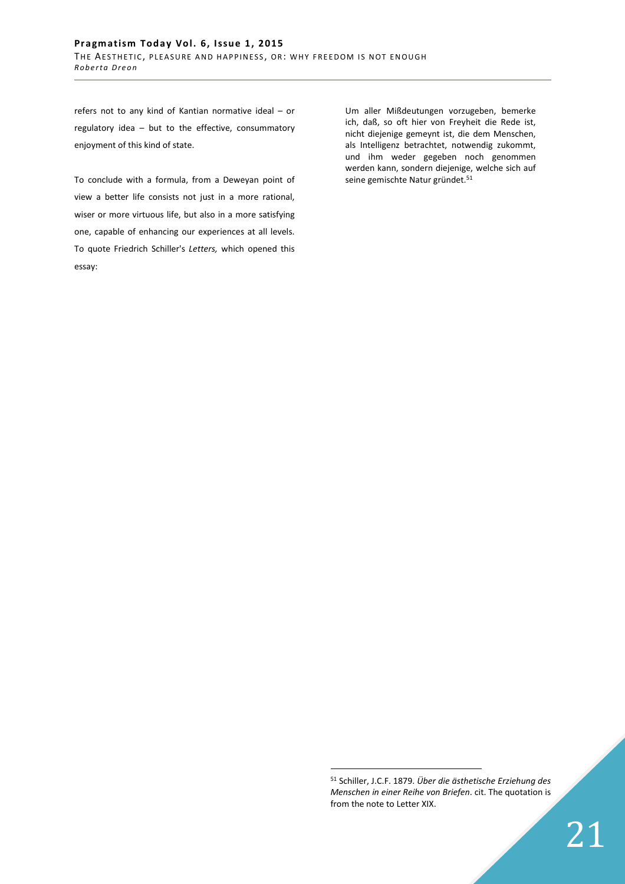refers not to any kind of Kantian normative ideal – or regulatory idea – but to the effective, consummatory enjoyment of this kind of state.

To conclude with a formula, from a Deweyan point of view a better life consists not just in a more rational, wiser or more virtuous life, but also in a more satisfying one, capable of enhancing our experiences at all levels. To quote Friedrich Schiller's *Letters,* which opened this essay:

> Um aller Mißdeutungen vorzugeben, bemerke ich, daß, so oft hier von Freyheit die Rede ist, nicht diejenige gemeynt ist, die dem Menschen, als Intelligenz betrachtet, notwendig zukommt, und ihm weder gegeben noch genommen werden kann, sondern diejenige, welche sich auf seine gemischte Natur gründet.[51]

---

[51] Schiller, J.C.F. 1879. *Über die ästhetische Erziehung des Menschen in einer Reihe von Briefen*. cit. The quotation is from the note to Letter XIX.